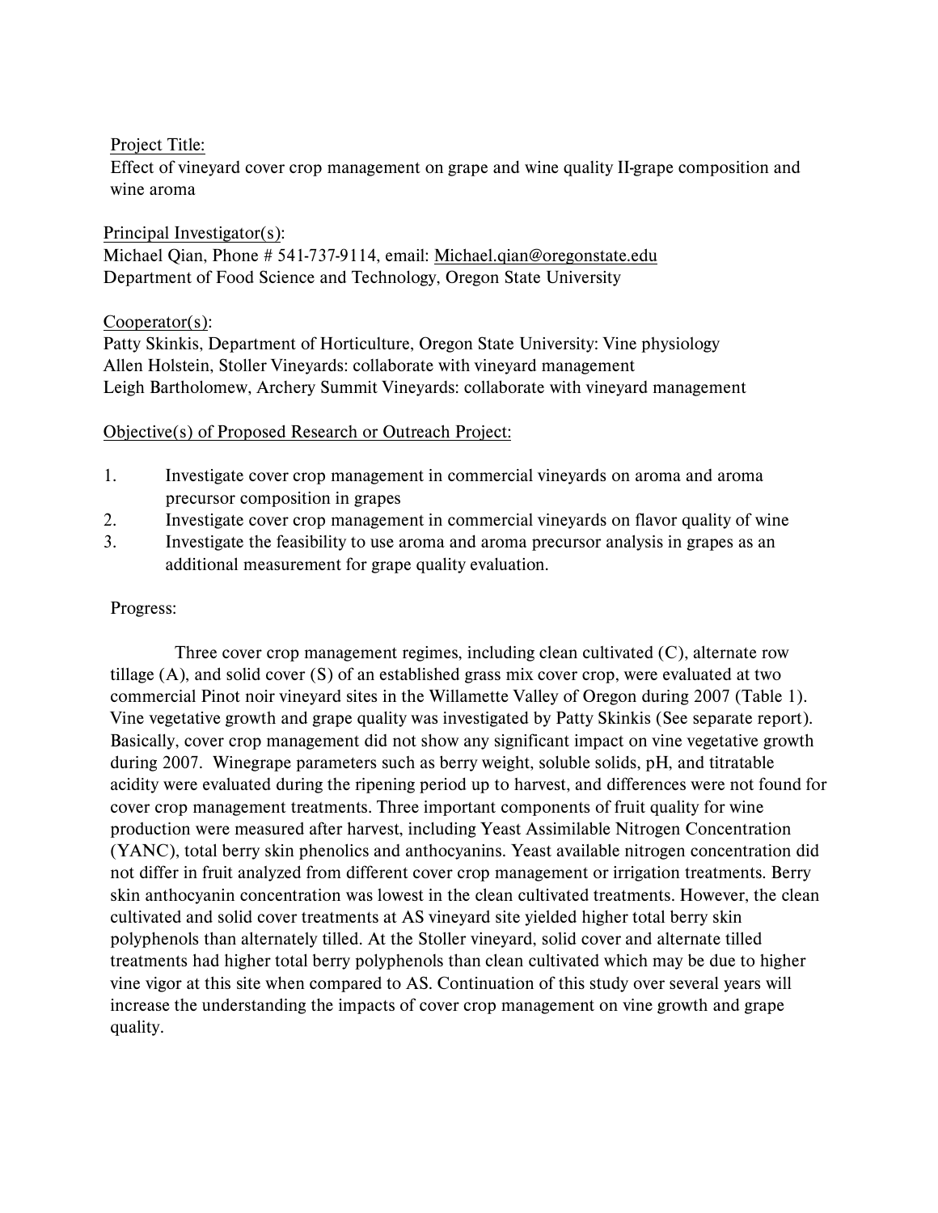Project Title:
Effect of vineyard cover crop management on grape and wine quality II-grape composition and wine aroma

Principal Investigator(s):
Michael Qian, Phone # 541-737-9114, email: Michael.qian@oregonstate.edu
Department of Food Science and Technology, Oregon State University

Cooperator(s):
Patty Skinkis, Department of Horticulture, Oregon State University: Vine physiology
Allen Holstein, Stoller Vineyards: collaborate with vineyard management
Leigh Bartholomew, Archery Summit Vineyards: collaborate with vineyard management

Objective(s) of Proposed Research or Outreach Project:

1. Investigate cover crop management in commercial vineyards on aroma and aroma precursor composition in grapes
2. Investigate cover crop management in commercial vineyards on flavor quality of wine
3. Investigate the feasibility to use aroma and aroma precursor analysis in grapes as an additional measurement for grape quality evaluation.

Progress:

Three cover crop management regimes, including clean cultivated (C), alternate row tillage (A), and solid cover (S) of an established grass mix cover crop, were evaluated at two commercial Pinot noir vineyard sites in the Willamette Valley of Oregon during 2007 (Table 1). Vine vegetative growth and grape quality was investigated by Patty Skinkis (See separate report). Basically, cover crop management did not show any significant impact on vine vegetative growth during 2007. Winegrape parameters such as berry weight, soluble solids, pH, and titratable acidity were evaluated during the ripening period up to harvest, and differences were not found for cover crop management treatments. Three important components of fruit quality for wine production were measured after harvest, including Yeast Assimilable Nitrogen Concentration (YANC), total berry skin phenolics and anthocyanins. Yeast available nitrogen concentration did not differ in fruit analyzed from different cover crop management or irrigation treatments. Berry skin anthocyanin concentration was lowest in the clean cultivated treatments. However, the clean cultivated and solid cover treatments at AS vineyard site yielded higher total berry skin polyphenols than alternately tilled. At the Stoller vineyard, solid cover and alternate tilled treatments had higher total berry polyphenols than clean cultivated which may be due to higher vine vigor at this site when compared to AS. Continuation of this study over several years will increase the understanding the impacts of cover crop management on vine growth and grape quality.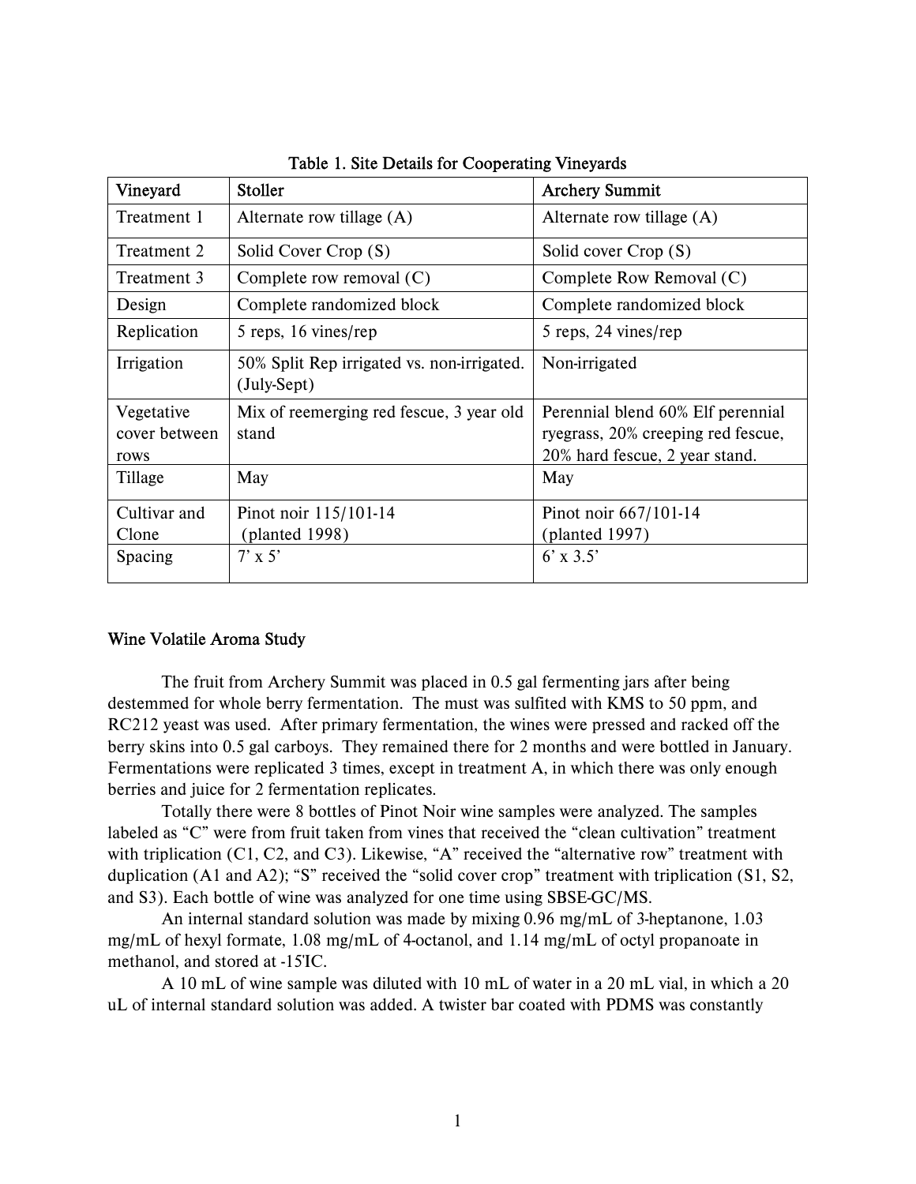Table 1. Site Details for Cooperating Vineyards

| Vineyard | Stoller | Archery Summit |
|---|---|---|
| Treatment 1 | Alternate row tillage (A) | Alternate row tillage (A) |
| Treatment 2 | Solid Cover Crop (S) | Solid cover Crop (S) |
| Treatment 3 | Complete row removal (C) | Complete Row Removal (C) |
| Design | Complete randomized block | Complete randomized block |
| Replication | 5 reps, 16 vines/rep | 5 reps, 24 vines/rep |
| Irrigation | 50% Split Rep irrigated vs. non-irrigated. (July-Sept) | Non-irrigated |
| Vegetative cover between rows | Mix of reemerging red fescue, 3 year old stand | Perennial blend 60% Elf perennial ryegrass, 20% creeping red fescue, 20% hard fescue, 2 year stand. |
| Tillage | May | May |
| Cultivar and Clone | Pinot noir 115/101-14 (planted 1998) | Pinot noir 667/101-14 (planted 1997) |
| Spacing | 7' x 5' | 6' x 3.5' |

## Wine Volatile Aroma Study

The fruit from Archery Summit was placed in 0.5 gal fermenting jars after being destemmed for whole berry fermentation. The must was sulfited with KMS to 50 ppm, and RC212 yeast was used. After primary fermentation, the wines were pressed and racked off the berry skins into 0.5 gal carboys. They remained there for 2 months and were bottled in January. Fermentations were replicated 3 times, except in treatment A, in which there was only enough berries and juice for 2 fermentation replicates.

Totally there were 8 bottles of Pinot Noir wine samples were analyzed. The samples labeled as "C" were from fruit taken from vines that received the "clean cultivation" treatment with triplication (C1, C2, and C3). Likewise, "A" received the "alternative row" treatment with duplication (A1 and A2); "S" received the "solid cover crop" treatment with triplication (S1, S2, and S3). Each bottle of wine was analyzed for one time using SBSE-GC/MS.

An internal standard solution was made by mixing 0.96 mg/mL of 3-heptanone, 1.03 mg/mL of hexyl formate, 1.08 mg/mL of 4-octanol, and 1.14 mg/mL of octyl propanoate in methanol, and stored at -15'IC.

A 10 mL of wine sample was diluted with 10 mL of water in a 20 mL vial, in which a 20 uL of internal standard solution was added. A twister bar coated with PDMS was constantly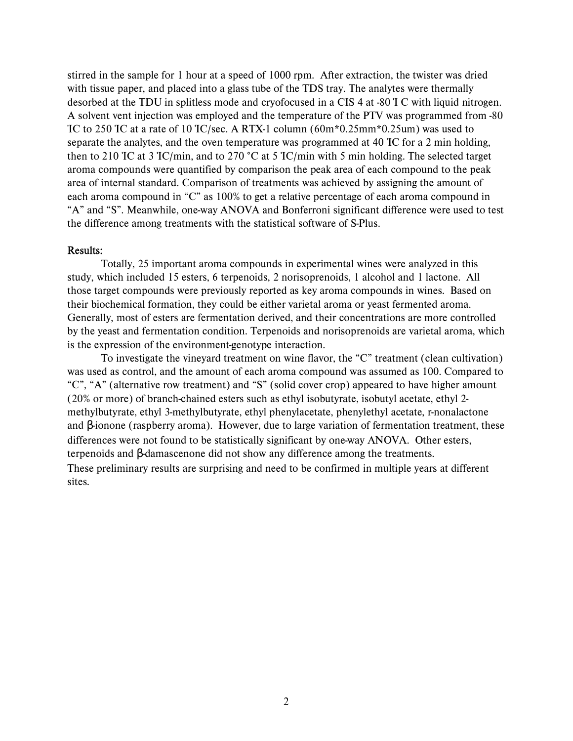stirred in the sample for 1 hour at a speed of 1000 rpm. After extraction, the twister was dried with tissue paper, and placed into a glass tube of the TDS tray. The analytes were thermally desorbed at the TDU in splitless mode and cryofocused in a CIS 4 at -80 'I C with liquid nitrogen. A solvent vent injection was employed and the temperature of the PTV was programmed from -80 'IC to 250 'IC at a rate of 10 'IC/sec. A RTX-1 column (60m*0.25mm*0.25um) was used to separate the analytes, and the oven temperature was programmed at 40 'IC for a 2 min holding, then to 210 'IC at 3 'IC/min, and to 270 °C at 5 'IC/min with 5 min holding. The selected target aroma compounds were quantified by comparison the peak area of each compound to the peak area of internal standard. Comparison of treatments was achieved by assigning the amount of each aroma compound in "C" as 100% to get a relative percentage of each aroma compound in "A" and "S". Meanwhile, one-way ANOVA and Bonferroni significant difference were used to test the difference among treatments with the statistical software of S-Plus.

**Results:**

Totally, 25 important aroma compounds in experimental wines were analyzed in this study, which included 15 esters, 6 terpenoids, 2 norisoprenoids, 1 alcohol and 1 lactone. All those target compounds were previously reported as key aroma compounds in wines. Based on their biochemical formation, they could be either varietal aroma or yeast fermented aroma. Generally, most of esters are fermentation derived, and their concentrations are more controlled by the yeast and fermentation condition. Terpenoids and norisoprenoids are varietal aroma, which is the expression of the environment-genotype interaction.

To investigate the vineyard treatment on wine flavor, the "C" treatment (clean cultivation) was used as control, and the amount of each aroma compound was assumed as 100. Compared to "C", "A" (alternative row treatment) and "S" (solid cover crop) appeared to have higher amount (20% or more) of branch-chained esters such as ethyl isobutyrate, isobutyl acetate, ethyl 2-methylbutyrate, ethyl 3-methylbutyrate, ethyl phenylacetate, phenylethyl acetate, r-nonalactone and β-ionone (raspberry aroma). However, due to large variation of fermentation treatment, these differences were not found to be statistically significant by one-way ANOVA. Other esters, terpenoids and β-damascenone did not show any difference among the treatments.

These preliminary results are surprising and need to be confirmed in multiple years at different sites.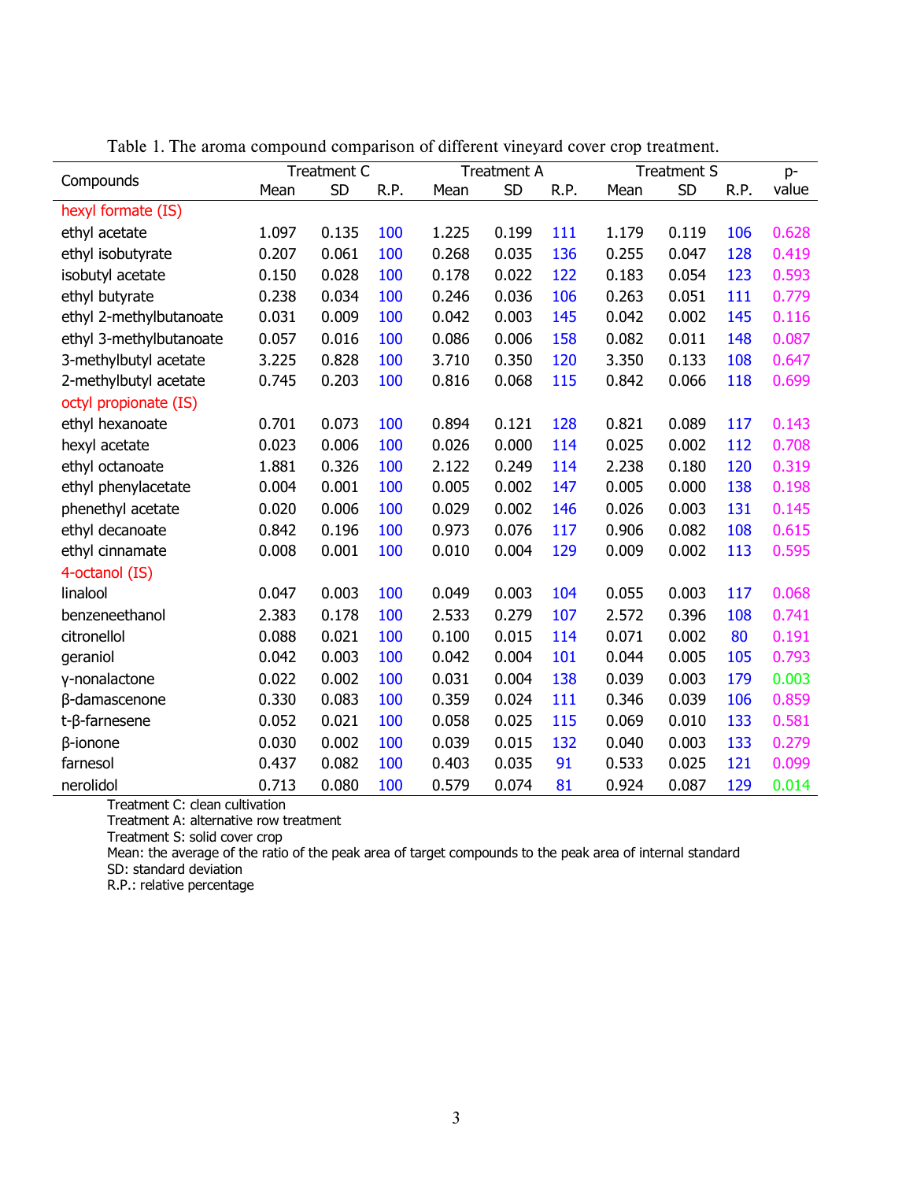Table 1. The aroma compound comparison of different vineyard cover crop treatment.

| Compounds | Treatment C | | | Treatment A | | | Treatment S | | | p-value |
|---|---|---|---|---|---|---|---|---|---|---|
| | Mean | SD | R.P. | Mean | SD | R.P. | Mean | SD | R.P. | |
| hexyl formate (IS) | | | | | | | | | | |
| ethyl acetate | 1.097 | 0.135 | 100 | 1.225 | 0.199 | 111 | 1.179 | 0.119 | 106 | 0.628 |
| ethyl isobutyrate | 0.207 | 0.061 | 100 | 0.268 | 0.035 | 136 | 0.255 | 0.047 | 128 | 0.419 |
| isobutyl acetate | 0.150 | 0.028 | 100 | 0.178 | 0.022 | 122 | 0.183 | 0.054 | 123 | 0.593 |
| ethyl butyrate | 0.238 | 0.034 | 100 | 0.246 | 0.036 | 106 | 0.263 | 0.051 | 111 | 0.779 |
| ethyl 2-methylbutanoate | 0.031 | 0.009 | 100 | 0.042 | 0.003 | 145 | 0.042 | 0.002 | 145 | 0.116 |
| ethyl 3-methylbutanoate | 0.057 | 0.016 | 100 | 0.086 | 0.006 | 158 | 0.082 | 0.011 | 148 | 0.087 |
| 3-methylbutyl acetate | 3.225 | 0.828 | 100 | 3.710 | 0.350 | 120 | 3.350 | 0.133 | 108 | 0.647 |
| 2-methylbutyl acetate | 0.745 | 0.203 | 100 | 0.816 | 0.068 | 115 | 0.842 | 0.066 | 118 | 0.699 |
| octyl propionate (IS) | | | | | | | | | | |
| ethyl hexanoate | 0.701 | 0.073 | 100 | 0.894 | 0.121 | 128 | 0.821 | 0.089 | 117 | 0.143 |
| hexyl acetate | 0.023 | 0.006 | 100 | 0.026 | 0.000 | 114 | 0.025 | 0.002 | 112 | 0.708 |
| ethyl octanoate | 1.881 | 0.326 | 100 | 2.122 | 0.249 | 114 | 2.238 | 0.180 | 120 | 0.319 |
| ethyl phenylacetate | 0.004 | 0.001 | 100 | 0.005 | 0.002 | 147 | 0.005 | 0.000 | 138 | 0.198 |
| phenethyl acetate | 0.020 | 0.006 | 100 | 0.029 | 0.002 | 146 | 0.026 | 0.003 | 131 | 0.145 |
| ethyl decanoate | 0.842 | 0.196 | 100 | 0.973 | 0.076 | 117 | 0.906 | 0.082 | 108 | 0.615 |
| ethyl cinnamate | 0.008 | 0.001 | 100 | 0.010 | 0.004 | 129 | 0.009 | 0.002 | 113 | 0.595 |
| 4-octanol (IS) | | | | | | | | | | |
| linalool | 0.047 | 0.003 | 100 | 0.049 | 0.003 | 104 | 0.055 | 0.003 | 117 | 0.068 |
| benzeneethanol | 2.383 | 0.178 | 100 | 2.533 | 0.279 | 107 | 2.572 | 0.396 | 108 | 0.741 |
| citronellol | 0.088 | 0.021 | 100 | 0.100 | 0.015 | 114 | 0.071 | 0.002 | 80 | 0.191 |
| geraniol | 0.042 | 0.003 | 100 | 0.042 | 0.004 | 101 | 0.044 | 0.005 | 105 | 0.793 |
| γ-nonalactone | 0.022 | 0.002 | 100 | 0.031 | 0.004 | 138 | 0.039 | 0.003 | 179 | 0.003 |
| β-damascenone | 0.330 | 0.083 | 100 | 0.359 | 0.024 | 111 | 0.346 | 0.039 | 106 | 0.859 |
| t-β-farnesene | 0.052 | 0.021 | 100 | 0.058 | 0.025 | 115 | 0.069 | 0.010 | 133 | 0.581 |
| β-ionone | 0.030 | 0.002 | 100 | 0.039 | 0.015 | 132 | 0.040 | 0.003 | 133 | 0.279 |
| farnesol | 0.437 | 0.082 | 100 | 0.403 | 0.035 | 91 | 0.533 | 0.025 | 121 | 0.099 |
| nerolidol | 0.713 | 0.080 | 100 | 0.579 | 0.074 | 81 | 0.924 | 0.087 | 129 | 0.014 |

Treatment C: clean cultivation  
Treatment A: alternative row treatment  
Treatment S: solid cover crop  
Mean: the average of the ratio of the peak area of target compounds to the peak area of internal standard  
SD: standard deviation  
R.P.: relative percentage